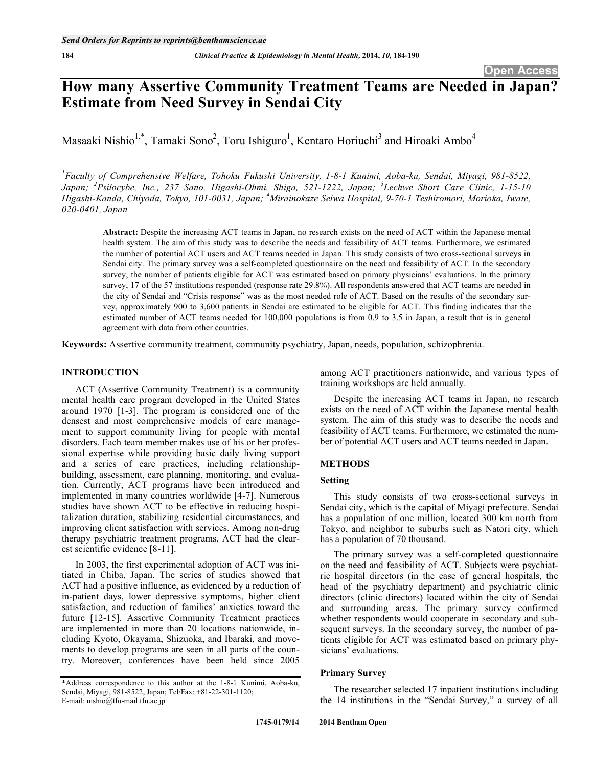# How many Assertive Community Treatment Teams are Needed in Japan? Estimate from Need Survey in Sendai City

Masaaki Nishio[1,*], Tamaki Sono[2], Toru Ishiguro[1], Kentaro Horiuchi[3] and Hiroaki Ambo[4]

[1]*Faculty of Comprehensive Welfare, Tohoku Fukushi University, 1-8-1 Kunimi, Aoba-ku, Sendai, Miyagi, 981-8522, Japan;* [2]*Psilocybe, Inc., 237 Sano, Higashi-Ohmi, Shiga, 521-1222, Japan;* [3]*Lechwe Short Care Clinic, 1-15-10 Higashi-Kanda, Chiyoda, Tokyo, 101-0031, Japan;* [4]*Mirainokaze Seiwa Hospital, 9-70-1 Teshiromori, Morioka, Iwate, 020-0401, Japan*

**Abstract:** Despite the increasing ACT teams in Japan, no research exists on the need of ACT within the Japanese mental health system. The aim of this study was to describe the needs and feasibility of ACT teams. Furthermore, we estimated the number of potential ACT users and ACT teams needed in Japan. This study consists of two cross-sectional surveys in Sendai city. The primary survey was a self-completed questionnaire on the need and feasibility of ACT. In the secondary survey, the number of patients eligible for ACT was estimated based on primary physicians' evaluations. In the primary survey, 17 of the 57 institutions responded (response rate 29.8%). All respondents answered that ACT teams are needed in the city of Sendai and "Crisis response" was as the most needed role of ACT. Based on the results of the secondary survey, approximately 900 to 3,600 patients in Sendai are estimated to be eligible for ACT. This finding indicates that the estimated number of ACT teams needed for 100,000 populations is from 0.9 to 3.5 in Japan, a result that is in general agreement with data from other countries.

**Keywords:** Assertive community treatment, community psychiatry, Japan, needs, population, schizophrenia.

## INTRODUCTION

ACT (Assertive Community Treatment) is a community mental health care program developed in the United States around 1970 [1-3]. The program is considered one of the densest and most comprehensive models of care management to support community living for people with mental disorders. Each team member makes use of his or her professional expertise while providing basic daily living support and a series of care practices, including relationship-building, assessment, care planning, monitoring, and evaluation. Currently, ACT programs have been introduced and implemented in many countries worldwide [4-7]. Numerous studies have shown ACT to be effective in reducing hospitalization duration, stabilizing residential circumstances, and improving client satisfaction with services. Among non-drug therapy psychiatric treatment programs, ACT had the clearest scientific evidence [8-11].

In 2003, the first experimental adoption of ACT was initiated in Chiba, Japan. The series of studies showed that ACT had a positive influence, as evidenced by a reduction of in-patient days, lower depressive symptoms, higher client satisfaction, and reduction of families' anxieties toward the future [12-15]. Assertive Community Treatment practices are implemented in more than 20 locations nationwide, including Kyoto, Okayama, Shizuoka, and Ibaraki, and movements to develop programs are seen in all parts of the country. Moreover, conferences have been held since 2005 among ACT practitioners nationwide, and various types of training workshops are held annually.

Despite the increasing ACT teams in Japan, no research exists on the need of ACT within the Japanese mental health system. The aim of this study was to describe the needs and feasibility of ACT teams. Furthermore, we estimated the number of potential ACT users and ACT teams needed in Japan.

## METHODS

### Setting

This study consists of two cross-sectional surveys in Sendai city, which is the capital of Miyagi prefecture. Sendai has a population of one million, located 300 km north from Tokyo, and neighbor to suburbs such as Natori city, which has a population of 70 thousand.

The primary survey was a self-completed questionnaire on the need and feasibility of ACT. Subjects were psychiatric hospital directors (in the case of general hospitals, the head of the psychiatry department) and psychiatric clinic directors (clinic directors) located within the city of Sendai and surrounding areas. The primary survey confirmed whether respondents would cooperate in secondary and subsequent surveys. In the secondary survey, the number of patients eligible for ACT was estimated based on primary physicians' evaluations.

### Primary Survey

The researcher selected 17 inpatient institutions including the 14 institutions in the "Sendai Survey," a survey of all

*Address correspondence to this author at the 1-8-1 Kunimi, Aoba-ku, Sendai, Miyagi, 981-8522, Japan; Tel/Fax: +81-22-301-1120; E-mail: nishio@tfu-mail.tfu.ac.jp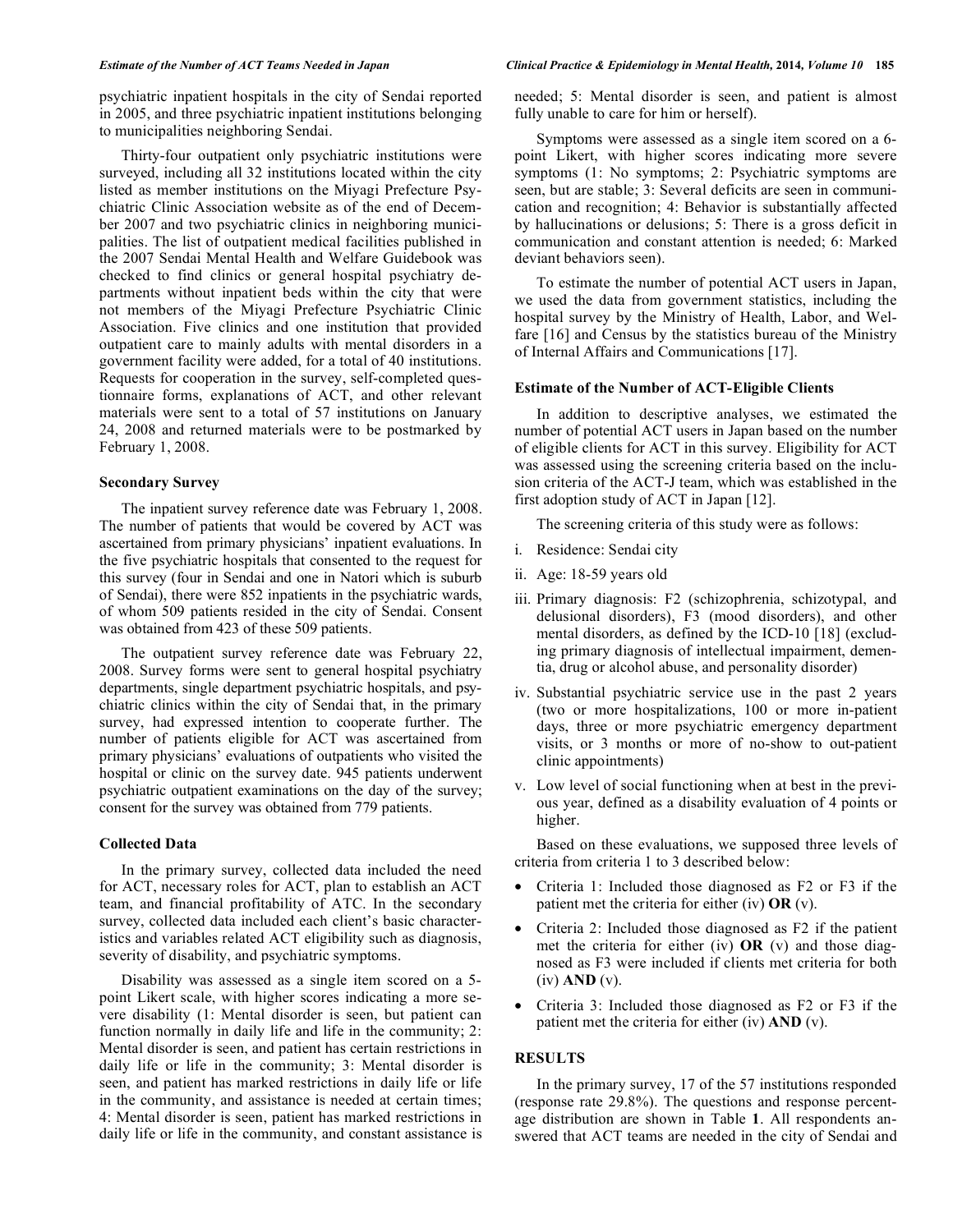psychiatric inpatient hospitals in the city of Sendai reported in 2005, and three psychiatric inpatient institutions belonging to municipalities neighboring Sendai.

Thirty-four outpatient only psychiatric institutions were surveyed, including all 32 institutions located within the city listed as member institutions on the Miyagi Prefecture Psychiatric Clinic Association website as of the end of December 2007 and two psychiatric clinics in neighboring municipalities. The list of outpatient medical facilities published in the 2007 Sendai Mental Health and Welfare Guidebook was checked to find clinics or general hospital psychiatry departments without inpatient beds within the city that were not members of the Miyagi Prefecture Psychiatric Clinic Association. Five clinics and one institution that provided outpatient care to mainly adults with mental disorders in a government facility were added, for a total of 40 institutions. Requests for cooperation in the survey, self-completed questionnaire forms, explanations of ACT, and other relevant materials were sent to a total of 57 institutions on January 24, 2008 and returned materials were to be postmarked by February 1, 2008.

### Secondary Survey

The inpatient survey reference date was February 1, 2008. The number of patients that would be covered by ACT was ascertained from primary physicians' inpatient evaluations. In the five psychiatric hospitals that consented to the request for this survey (four in Sendai and one in Natori which is suburb of Sendai), there were 852 inpatients in the psychiatric wards, of whom 509 patients resided in the city of Sendai. Consent was obtained from 423 of these 509 patients.

The outpatient survey reference date was February 22, 2008. Survey forms were sent to general hospital psychiatry departments, single department psychiatric hospitals, and psychiatric clinics within the city of Sendai that, in the primary survey, had expressed intention to cooperate further. The number of patients eligible for ACT was ascertained from primary physicians' evaluations of outpatients who visited the hospital or clinic on the survey date. 945 patients underwent psychiatric outpatient examinations on the day of the survey; consent for the survey was obtained from 779 patients.

### Collected Data

In the primary survey, collected data included the need for ACT, necessary roles for ACT, plan to establish an ACT team, and financial profitability of ATC. In the secondary survey, collected data included each client's basic characteristics and variables related ACT eligibility such as diagnosis, severity of disability, and psychiatric symptoms.

Disability was assessed as a single item scored on a 5-point Likert scale, with higher scores indicating a more severe disability (1: Mental disorder is seen, but patient can function normally in daily life and life in the community; 2: Mental disorder is seen, and patient has certain restrictions in daily life or life in the community; 3: Mental disorder is seen, and patient has marked restrictions in daily life or life in the community, and assistance is needed at certain times; 4: Mental disorder is seen, patient has marked restrictions in daily life or life in the community, and constant assistance is needed; 5: Mental disorder is seen, and patient is almost fully unable to care for him or herself).

Symptoms were assessed as a single item scored on a 6-point Likert, with higher scores indicating more severe symptoms (1: No symptoms; 2: Psychiatric symptoms are seen, but are stable; 3: Several deficits are seen in communication and recognition; 4: Behavior is substantially affected by hallucinations or delusions; 5: There is a gross deficit in communication and constant attention is needed; 6: Marked deviant behaviors seen).

To estimate the number of potential ACT users in Japan, we used the data from government statistics, including the hospital survey by the Ministry of Health, Labor, and Welfare [16] and Census by the statistics bureau of the Ministry of Internal Affairs and Communications [17].

### Estimate of the Number of ACT-Eligible Clients

In addition to descriptive analyses, we estimated the number of potential ACT users in Japan based on the number of eligible clients for ACT in this survey. Eligibility for ACT was assessed using the screening criteria based on the inclusion criteria of the ACT-J team, which was established in the first adoption study of ACT in Japan [12].

The screening criteria of this study were as follows:

i. Residence: Sendai city
ii. Age: 18-59 years old
iii. Primary diagnosis: F2 (schizophrenia, schizotypal, and delusional disorders), F3 (mood disorders), and other mental disorders, as defined by the ICD-10 [18] (excluding primary diagnosis of intellectual impairment, dementia, drug or alcohol abuse, and personality disorder)
iv. Substantial psychiatric service use in the past 2 years (two or more hospitalizations, 100 or more in-patient days, three or more psychiatric emergency department visits, or 3 months or more of no-show to out-patient clinic appointments)
v. Low level of social functioning when at best in the previous year, defined as a disability evaluation of 4 points or higher.

Based on these evaluations, we supposed three levels of criteria from criteria 1 to 3 described below:

- Criteria 1: Included those diagnosed as F2 or F3 if the patient met the criteria for either (iv) **OR** (v).
- Criteria 2: Included those diagnosed as F2 if the patient met the criteria for either (iv) **OR** (v) and those diagnosed as F3 were included if clients met criteria for both (iv) **AND** (v).
- Criteria 3: Included those diagnosed as F2 or F3 if the patient met the criteria for either (iv) **AND** (v).

## RESULTS

In the primary survey, 17 of the 57 institutions responded (response rate 29.8%). The questions and response percentage distribution are shown in Table **1**. All respondents answered that ACT teams are needed in the city of Sendai and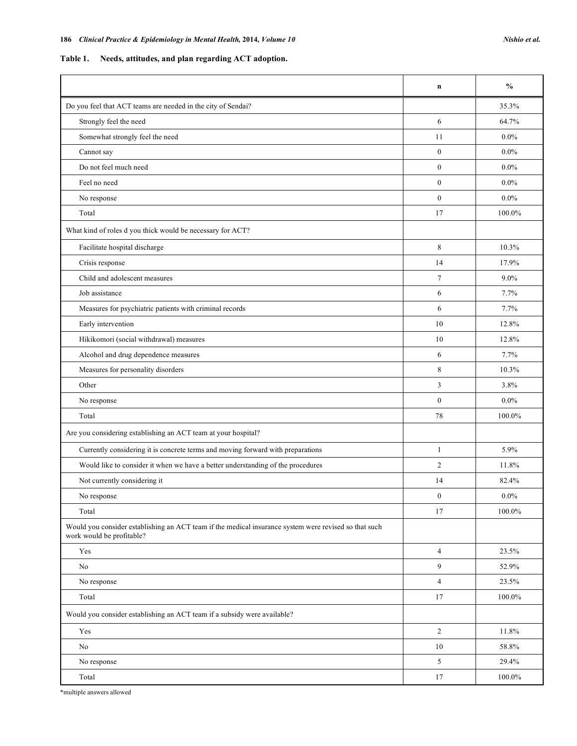**Table 1. Needs, attitudes, and plan regarding ACT adoption.**

| | n | % |
|---|---|---|
| Do you feel that ACT teams are needed in the city of Sendai? | | 35.3% |
| Strongly feel the need | 6 | 64.7% |
| Somewhat strongly feel the need | 11 | 0.0% |
| Cannot say | 0 | 0.0% |
| Do not feel much need | 0 | 0.0% |
| Feel no need | 0 | 0.0% |
| No response | 0 | 0.0% |
| Total | 17 | 100.0% |
| What kind of roles d you thick would be necessary for ACT? | | |
| Facilitate hospital discharge | 8 | 10.3% |
| Crisis response | 14 | 17.9% |
| Child and adolescent measures | 7 | 9.0% |
| Job assistance | 6 | 7.7% |
| Measures for psychiatric patients with criminal records | 6 | 7.7% |
| Early intervention | 10 | 12.8% |
| Hikikomori (social withdrawal) measures | 10 | 12.8% |
| Alcohol and drug dependence measures | 6 | 7.7% |
| Measures for personality disorders | 8 | 10.3% |
| Other | 3 | 3.8% |
| No response | 0 | 0.0% |
| Total | 78 | 100.0% |
| Are you considering establishing an ACT team at your hospital? | | |
| Currently considering it is concrete terms and moving forward with preparations | 1 | 5.9% |
| Would like to consider it when we have a better understanding of the procedures | 2 | 11.8% |
| Not currently considering it | 14 | 82.4% |
| No response | 0 | 0.0% |
| Total | 17 | 100.0% |
| Would you consider establishing an ACT team if the medical insurance system were revised so that such work would be profitable? | | |
| Yes | 4 | 23.5% |
| No | 9 | 52.9% |
| No response | 4 | 23.5% |
| Total | 17 | 100.0% |
| Would you consider establishing an ACT team if a subsidy were available? | | |
| Yes | 2 | 11.8% |
| No | 10 | 58.8% |
| No response | 5 | 29.4% |
| Total | 17 | 100.0% |

*multiple answers allowed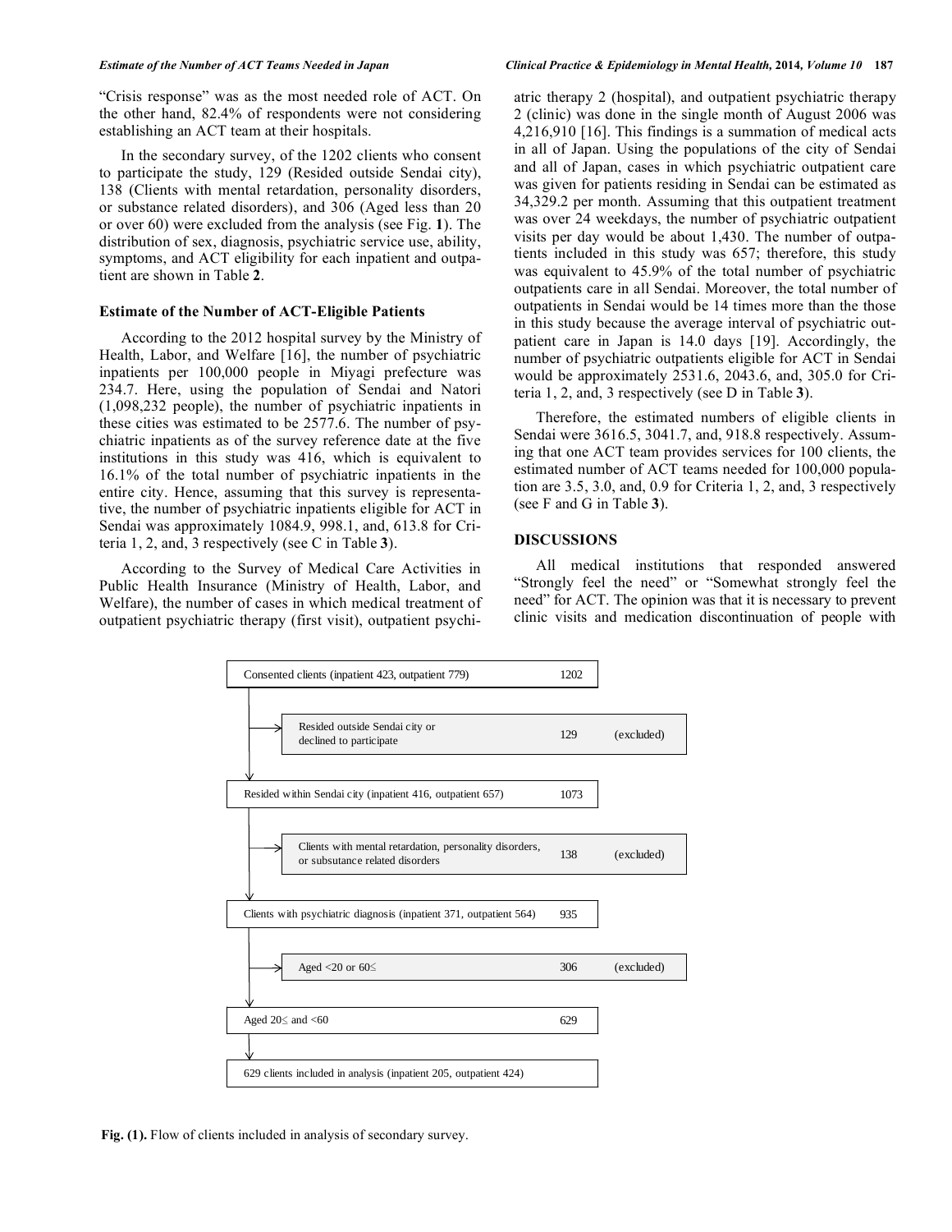"Crisis response" was as the most needed role of ACT. On the other hand, 82.4% of respondents were not considering establishing an ACT team at their hospitals.

In the secondary survey, of the 1202 clients who consent to participate the study, 129 (Resided outside Sendai city), 138 (Clients with mental retardation, personality disorders, or substance related disorders), and 306 (Aged less than 20 or over 60) were excluded from the analysis (see Fig. **1**). The distribution of sex, diagnosis, psychiatric service use, ability, symptoms, and ACT eligibility for each inpatient and outpatient are shown in Table **2**.

### Estimate of the Number of ACT-Eligible Patients

According to the 2012 hospital survey by the Ministry of Health, Labor, and Welfare [16], the number of psychiatric inpatients per 100,000 people in Miyagi prefecture was 234.7. Here, using the population of Sendai and Natori (1,098,232 people), the number of psychiatric inpatients in these cities was estimated to be 2577.6. The number of psychiatric inpatients as of the survey reference date at the five institutions in this study was 416, which is equivalent to 16.1% of the total number of psychiatric inpatients in the entire city. Hence, assuming that this survey is representative, the number of psychiatric inpatients eligible for ACT in Sendai was approximately 1084.9, 998.1, and, 613.8 for Criteria 1, 2, and, 3 respectively (see C in Table **3**).

According to the Survey of Medical Care Activities in Public Health Insurance (Ministry of Health, Labor, and Welfare), the number of cases in which medical treatment of outpatient psychiatric therapy (first visit), outpatient psychiatric therapy 2 (hospital), and outpatient psychiatric therapy 2 (clinic) was done in the single month of August 2006 was 4,216,910 [16]. This findings is a summation of medical acts in all of Japan. Using the populations of the city of Sendai and all of Japan, cases in which psychiatric outpatient care was given for patients residing in Sendai can be estimated as 34,329.2 per month. Assuming that this outpatient treatment was over 24 weekdays, the number of psychiatric outpatient visits per day would be about 1,430. The number of outpatients included in this study was 657; therefore, this study was equivalent to 45.9% of the total number of psychiatric outpatients care in all Sendai. Moreover, the total number of outpatients in Sendai would be 14 times more than the those in this study because the average interval of psychiatric outpatient care in Japan is 14.0 days [19]. Accordingly, the number of psychiatric outpatients eligible for ACT in Sendai would be approximately 2531.6, 2043.6, and, 305.0 for Criteria 1, 2, and, 3 respectively (see D in Table **3**).

Therefore, the estimated numbers of eligible clients in Sendai were 3616.5, 3041.7, and, 918.8 respectively. Assuming that one ACT team provides services for 100 clients, the estimated number of ACT teams needed for 100,000 population are 3.5, 3.0, and, 0.9 for Criteria 1, 2, and, 3 respectively (see F and G in Table **3**).

## DISCUSSIONS

All medical institutions that responded answered "Strongly feel the need" or "Somewhat strongly feel the need" for ACT. The opinion was that it is necessary to prevent clinic visits and medication discontinuation of people with

| Step | n | |
|---|---|---|
| Consented clients (inpatient 423, outpatient 779) | 1202 | |
| → Resided outside Sendai city or declined to participate | 129 | (excluded) |
| Resided within Sendai city (inpatient 416, outpatient 657) | 1073 | |
| → Clients with mental retardation, personality disorders, or subsutance related disorders | 138 | (excluded) |
| Clients with psychiatric diagnosis (inpatient 371, outpatient 564) | 935 | |
| → Aged <20 or 60≤ | 306 | (excluded) |
| Aged 20≤ and <60 | 629 | |
| 629 clients included in analysis (inpatient 205, outpatient 424) | | |

**Fig. (1).** Flow of clients included in analysis of secondary survey.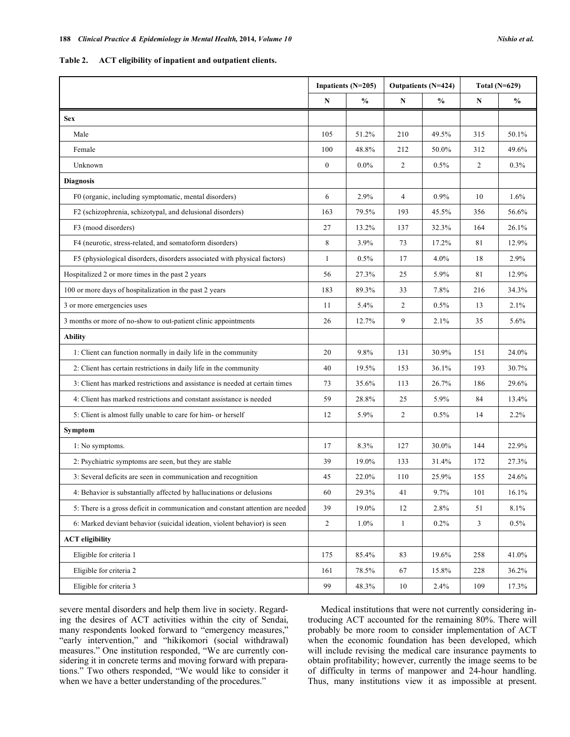**Table 2. ACT eligibility of inpatient and outpatient clients.**

| | Inpatients (N=205) | | Outpatients (N=424) | | Total (N=629) | |
|---|---|---|---|---|---|---|
| | N | % | N | % | N | % |
| **Sex** | | | | | | |
| Male | 105 | 51.2% | 210 | 49.5% | 315 | 50.1% |
| Female | 100 | 48.8% | 212 | 50.0% | 312 | 49.6% |
| Unknown | 0 | 0.0% | 2 | 0.5% | 2 | 0.3% |
| **Diagnosis** | | | | | | |
| F0 (organic, including symptomatic, mental disorders) | 6 | 2.9% | 4 | 0.9% | 10 | 1.6% |
| F2 (schizophrenia, schizotypal, and delusional disorders) | 163 | 79.5% | 193 | 45.5% | 356 | 56.6% |
| F3 (mood disorders) | 27 | 13.2% | 137 | 32.3% | 164 | 26.1% |
| F4 (neurotic, stress-related, and somatoform disorders) | 8 | 3.9% | 73 | 17.2% | 81 | 12.9% |
| F5 (physiological disorders, disorders associated with physical factors) | 1 | 0.5% | 17 | 4.0% | 18 | 2.9% |
| Hospitalized 2 or more times in the past 2 years | 56 | 27.3% | 25 | 5.9% | 81 | 12.9% |
| 100 or more days of hospitalization in the past 2 years | 183 | 89.3% | 33 | 7.8% | 216 | 34.3% |
| 3 or more emergencies uses | 11 | 5.4% | 2 | 0.5% | 13 | 2.1% |
| 3 months or more of no-show to out-patient clinic appointments | 26 | 12.7% | 9 | 2.1% | 35 | 5.6% |
| **Ability** | | | | | | |
| 1: Client can function normally in daily life in the community | 20 | 9.8% | 131 | 30.9% | 151 | 24.0% |
| 2: Client has certain restrictions in daily life in the community | 40 | 19.5% | 153 | 36.1% | 193 | 30.7% |
| 3: Client has marked restrictions and assistance is needed at certain times | 73 | 35.6% | 113 | 26.7% | 186 | 29.6% |
| 4: Client has marked restrictions and constant assistance is needed | 59 | 28.8% | 25 | 5.9% | 84 | 13.4% |
| 5: Client is almost fully unable to care for him- or herself | 12 | 5.9% | 2 | 0.5% | 14 | 2.2% |
| **Symptom** | | | | | | |
| 1: No symptoms. | 17 | 8.3% | 127 | 30.0% | 144 | 22.9% |
| 2: Psychiatric symptoms are seen, but they are stable | 39 | 19.0% | 133 | 31.4% | 172 | 27.3% |
| 3: Several deficits are seen in communication and recognition | 45 | 22.0% | 110 | 25.9% | 155 | 24.6% |
| 4: Behavior is substantially affected by hallucinations or delusions | 60 | 29.3% | 41 | 9.7% | 101 | 16.1% |
| 5: There is a gross deficit in communication and constant attention are needed | 39 | 19.0% | 12 | 2.8% | 51 | 8.1% |
| 6: Marked deviant behavior (suicidal ideation, violent behavior) is seen | 2 | 1.0% | 1 | 0.2% | 3 | 0.5% |
| **ACT eligibility** | | | | | | |
| Eligible for criteria 1 | 175 | 85.4% | 83 | 19.6% | 258 | 41.0% |
| Eligible for criteria 2 | 161 | 78.5% | 67 | 15.8% | 228 | 36.2% |
| Eligible for criteria 3 | 99 | 48.3% | 10 | 2.4% | 109 | 17.3% |

severe mental disorders and help them live in society. Regarding the desires of ACT activities within the city of Sendai, many respondents looked forward to "emergency measures," "early intervention," and "hikikomori (social withdrawal) measures." One institution responded, "We are currently considering it in concrete terms and moving forward with preparations." Two others responded, "We would like to consider it when we have a better understanding of the procedures."

Medical institutions that were not currently considering introducing ACT accounted for the remaining 80%. There will probably be more room to consider implementation of ACT when the economic foundation has been developed, which will include revising the medical care insurance payments to obtain profitability; however, currently the image seems to be of difficulty in terms of manpower and 24-hour handling. Thus, many institutions view it as impossible at present.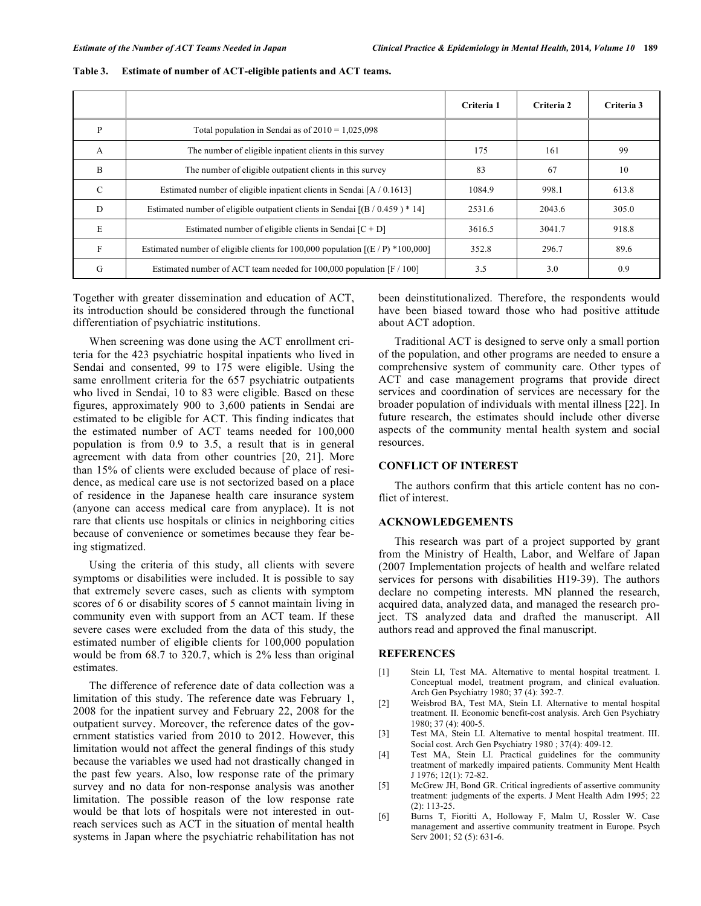**Table 3. Estimate of number of ACT-eligible patients and ACT teams.**

| | | Criteria 1 | Criteria 2 | Criteria 3 |
|---|---|---|---|---|
| P | Total population in Sendai as of 2010 = 1,025,098 | | | |
| A | The number of eligible inpatient clients in this survey | 175 | 161 | 99 |
| B | The number of eligible outpatient clients in this survey | 83 | 67 | 10 |
| C | Estimated number of eligible inpatient clients in Sendai [A / 0.1613] | 1084.9 | 998.1 | 613.8 |
| D | Estimated number of eligible outpatient clients in Sendai [(B / 0.459 ) * 14] | 2531.6 | 2043.6 | 305.0 |
| E | Estimated number of eligible clients in Sendai [C + D] | 3616.5 | 3041.7 | 918.8 |
| F | Estimated number of eligible clients for 100,000 population [(E / P) *100,000] | 352.8 | 296.7 | 89.6 |
| G | Estimated number of ACT team needed for 100,000 population [F / 100] | 3.5 | 3.0 | 0.9 |

Together with greater dissemination and education of ACT, its introduction should be considered through the functional differentiation of psychiatric institutions.

When screening was done using the ACT enrollment criteria for the 423 psychiatric hospital inpatients who lived in Sendai and consented, 99 to 175 were eligible. Using the same enrollment criteria for the 657 psychiatric outpatients who lived in Sendai, 10 to 83 were eligible. Based on these figures, approximately 900 to 3,600 patients in Sendai are estimated to be eligible for ACT. This finding indicates that the estimated number of ACT teams needed for 100,000 population is from 0.9 to 3.5, a result that is in general agreement with data from other countries [20, 21]. More than 15% of clients were excluded because of place of residence, as medical care use is not sectorized based on a place of residence in the Japanese health care insurance system (anyone can access medical care from anyplace). It is not rare that clients use hospitals or clinics in neighboring cities because of convenience or sometimes because they fear being stigmatized.

Using the criteria of this study, all clients with severe symptoms or disabilities were included. It is possible to say that extremely severe cases, such as clients with symptom scores of 6 or disability scores of 5 cannot maintain living in community even with support from an ACT team. If these severe cases were excluded from the data of this study, the estimated number of eligible clients for 100,000 population would be from 68.7 to 320.7, which is 2% less than original estimates.

The difference of reference date of data collection was a limitation of this study. The reference date was February 1, 2008 for the inpatient survey and February 22, 2008 for the outpatient survey. Moreover, the reference dates of the government statistics varied from 2010 to 2012. However, this limitation would not affect the general findings of this study because the variables we used had not drastically changed in the past few years. Also, low response rate of the primary survey and no data for non-response analysis was another limitation. The possible reason of the low response rate would be that lots of hospitals were not interested in outreach services such as ACT in the situation of mental health systems in Japan where the psychiatric rehabilitation has not been deinstitutionalized. Therefore, the respondents would have been biased toward those who had positive attitude about ACT adoption.

Traditional ACT is designed to serve only a small portion of the population, and other programs are needed to ensure a comprehensive system of community care. Other types of ACT and case management programs that provide direct services and coordination of services are necessary for the broader population of individuals with mental illness [22]. In future research, the estimates should include other diverse aspects of the community mental health system and social resources.

## CONFLICT OF INTEREST

The authors confirm that this article content has no conflict of interest.

## ACKNOWLEDGEMENTS

This research was part of a project supported by grant from the Ministry of Health, Labor, and Welfare of Japan (2007 Implementation projects of health and welfare related services for persons with disabilities H19-39). The authors declare no competing interests. MN planned the research, acquired data, analyzed data, and managed the research project. TS analyzed data and drafted the manuscript. All authors read and approved the final manuscript.

## REFERENCES

[1] Stein LI, Test MA. Alternative to mental hospital treatment. I. Conceptual model, treatment program, and clinical evaluation. Arch Gen Psychiatry 1980; 37 (4): 392-7.

[2] Weisbrod BA, Test MA, Stein LI. Alternative to mental hospital treatment. II. Economic benefit-cost analysis. Arch Gen Psychiatry 1980; 37 (4): 400-5.

[3] Test MA, Stein LI. Alternative to mental hospital treatment. III. Social cost. Arch Gen Psychiatry 1980 ; 37(4): 409-12.

[4] Test MA, Stein LI. Practical guidelines for the community treatment of markedly impaired patients. Community Ment Health J 1976; 12(1): 72-82.

[5] McGrew JH, Bond GR. Critical ingredients of assertive community treatment: judgments of the experts. J Ment Health Adm 1995; 22 (2): 113-25.

[6] Burns T, Fioritti A, Holloway F, Malm U, Rossler W. Case management and assertive community treatment in Europe. Psych Serv 2001; 52 (5): 631-6.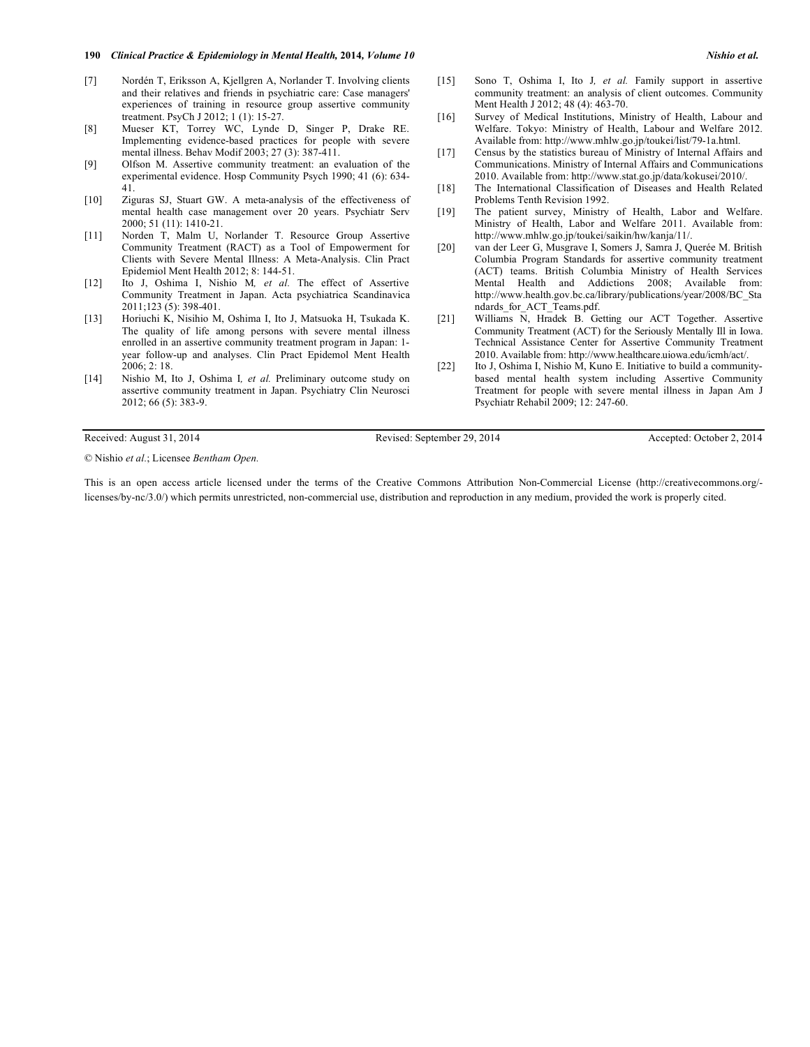[7] Nordén T, Eriksson A, Kjellgren A, Norlander T. Involving clients and their relatives and friends in psychiatric care: Case managers' experiences of training in resource group assertive community treatment. PsyCh J 2012; 1 (1): 15-27.

[8] Mueser KT, Torrey WC, Lynde D, Singer P, Drake RE. Implementing evidence-based practices for people with severe mental illness. Behav Modif 2003; 27 (3): 387-411.

[9] Olfson M. Assertive community treatment: an evaluation of the experimental evidence. Hosp Community Psych 1990; 41 (6): 634-41.

[10] Ziguras SJ, Stuart GW. A meta-analysis of the effectiveness of mental health case management over 20 years. Psychiatr Serv 2000; 51 (11): 1410-21.

[11] Norden T, Malm U, Norlander T. Resource Group Assertive Community Treatment (RACT) as a Tool of Empowerment for Clients with Severe Mental Illness: A Meta-Analysis. Clin Pract Epidemiol Ment Health 2012; 8: 144-51.

[12] Ito J, Oshima I, Nishio M*, et al.* The effect of Assertive Community Treatment in Japan. Acta psychiatrica Scandinavica 2011;123 (5): 398-401.

[13] Horiuchi K, Nisihio M, Oshima I, Ito J, Matsuoka H, Tsukada K. The quality of life among persons with severe mental illness enrolled in an assertive community treatment program in Japan: 1-year follow-up and analyses. Clin Pract Epidemol Ment Health 2006; 2: 18.

[14] Nishio M, Ito J, Oshima I*, et al.* Preliminary outcome study on assertive community treatment in Japan. Psychiatry Clin Neurosci 2012; 66 (5): 383-9.

[15] Sono T, Oshima I, Ito J*, et al.* Family support in assertive community treatment: an analysis of client outcomes. Community Ment Health J 2012; 48 (4): 463-70.

[16] Survey of Medical Institutions, Ministry of Health, Labour and Welfare. Tokyo: Ministry of Health, Labour and Welfare 2012. Available from: http://www.mhlw.go.jp/toukei/list/79-1a.html.

[17] Census by the statistics bureau of Ministry of Internal Affairs and Communications. Ministry of Internal Affairs and Communications 2010. Available from: http://www.stat.go.jp/data/kokusei/2010/.

[18] The International Classification of Diseases and Health Related Problems Tenth Revision 1992.

[19] The patient survey, Ministry of Health, Labor and Welfare. Ministry of Health, Labor and Welfare 2011. Available from: http://www.mhlw.go.jp/toukei/saikin/hw/kanja/11/.

[20] van der Leer G, Musgrave I, Somers J, Samra J, Querée M. British Columbia Program Standards for assertive community treatment (ACT) teams. British Columbia Ministry of Health Services Mental Health and Addictions 2008; Available from: http://www.health.gov.bc.ca/library/publications/year/2008/BC_Standards_for_ACT_Teams.pdf.

[21] Williams N, Hradek B. Getting our ACT Together. Assertive Community Treatment (ACT) for the Seriously Mentally Ill in Iowa. Technical Assistance Center for Assertive Community Treatment 2010. Available from: http://www.healthcare.uiowa.edu/icmh/act/.

[22] Ito J, Oshima I, Nishio M, Kuno E. Initiative to build a community-based mental health system including Assertive Community Treatment for people with severe mental illness in Japan Am J Psychiatr Rehabil 2009; 12: 247-60.

Received: August 31, 2014 Revised: September 29, 2014 Accepted: October 2, 2014

© Nishio *et al.*; Licensee *Bentham Open.*

This is an open access article licensed under the terms of the Creative Commons Attribution Non-Commercial License (http://creativecommons.org/-licenses/by-nc/3.0/) which permits unrestricted, non-commercial use, distribution and reproduction in any medium, provided the work is properly cited.